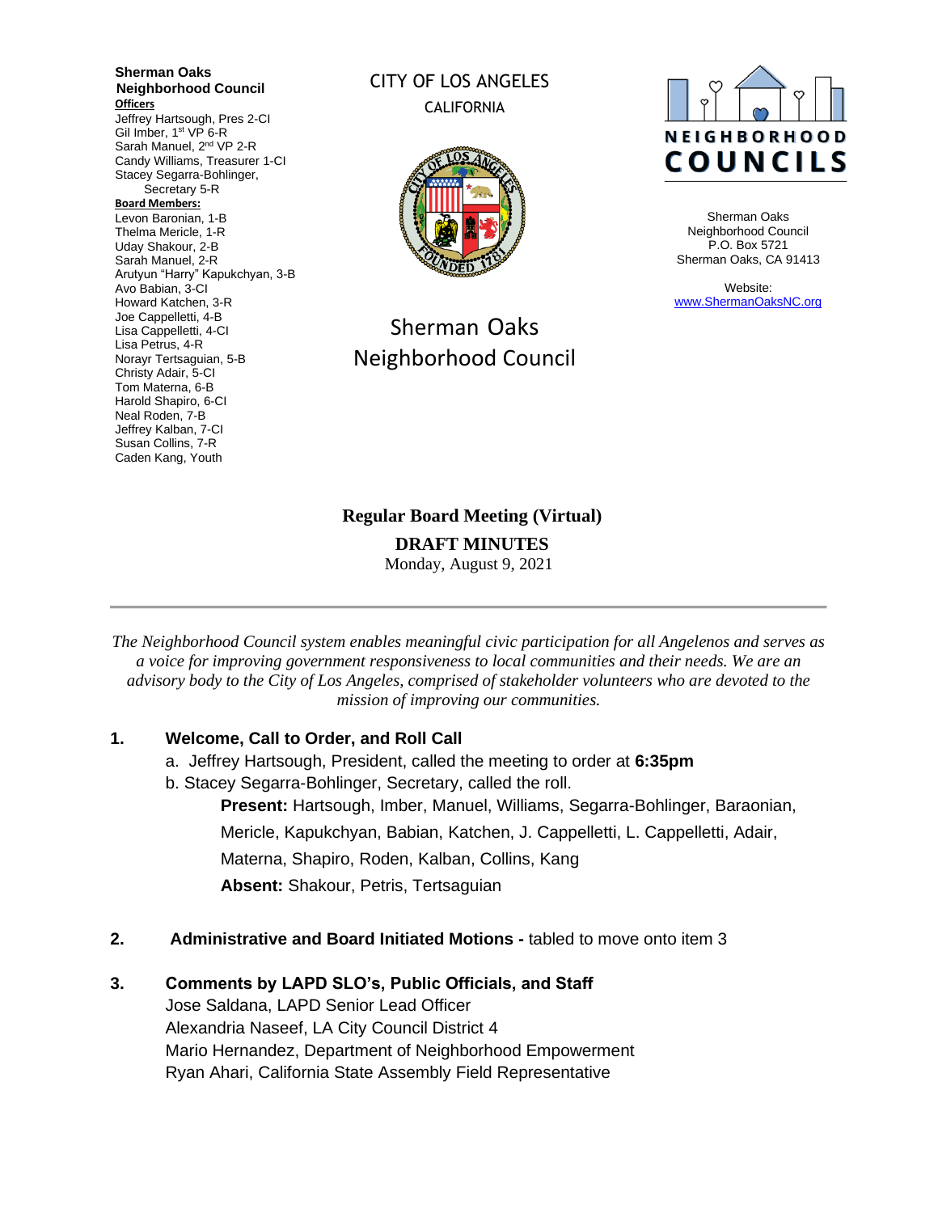**Sherman Oaks Neighborhood Council**

**Officers**

Jeffrey Hartsough, Pres 2-CI
Gil Imber, 1st VP 6-R
Sarah Manuel, 2nd VP 2-R
Candy Williams, Treasurer 1-CI
Stacey Segarra-Bohlinger, Secretary 5-R

**Board Members:**

Levon Baronian, 1-B
Thelma Mericle, 1-R
Uday Shakour, 2-B
Sarah Manuel, 2-R
Arutyun "Harry" Kapukchyan, 3-B
Avo Babian, 3-CI
Howard Katchen, 3-R
Joe Cappelletti, 4-B
Lisa Cappelletti, 4-CI
Lisa Petrus, 4-R
Norayr Tertsaguian, 5-B
Christy Adair, 5-CI
Tom Materna, 6-B
Harold Shapiro, 6-CI
Neal Roden, 7-B
Jeffrey Kalban, 7-CI
Susan Collins, 7-R
Caden Kang, Youth

CITY OF LOS ANGELES
CALIFORNIA

Sherman Oaks Neighborhood Council

NEIGHBORHOOD COUNCILS

Sherman Oaks Neighborhood Council
P.O. Box 5721
Sherman Oaks, CA 91413

Website:
www.ShermanOaksNC.org

**Regular Board Meeting (Virtual)**

**DRAFT MINUTES**

Monday, August 9, 2021

---

*The Neighborhood Council system enables meaningful civic participation for all Angelenos and serves as a voice for improving government responsiveness to local communities and their needs. We are an advisory body to the City of Los Angeles, comprised of stakeholder volunteers who are devoted to the mission of improving our communities.*

**1. Welcome, Call to Order, and Roll Call**

a. Jeffrey Hartsough, President, called the meeting to order at **6:35pm**

b. Stacey Segarra-Bohlinger, Secretary, called the roll.

**Present:** Hartsough, Imber, Manuel, Williams, Segarra-Bohlinger, Baraonian, Mericle, Kapukchyan, Babian, Katchen, J. Cappelletti, L. Cappelletti, Adair, Materna, Shapiro, Roden, Kalban, Collins, Kang

**Absent:** Shakour, Petris, Tertsaguian

**2. Administrative and Board Initiated Motions -** tabled to move onto item 3

**3. Comments by LAPD SLO's, Public Officials, and Staff**

Jose Saldana, LAPD Senior Lead Officer
Alexandria Naseef, LA City Council District 4
Mario Hernandez, Department of Neighborhood Empowerment
Ryan Ahari, California State Assembly Field Representative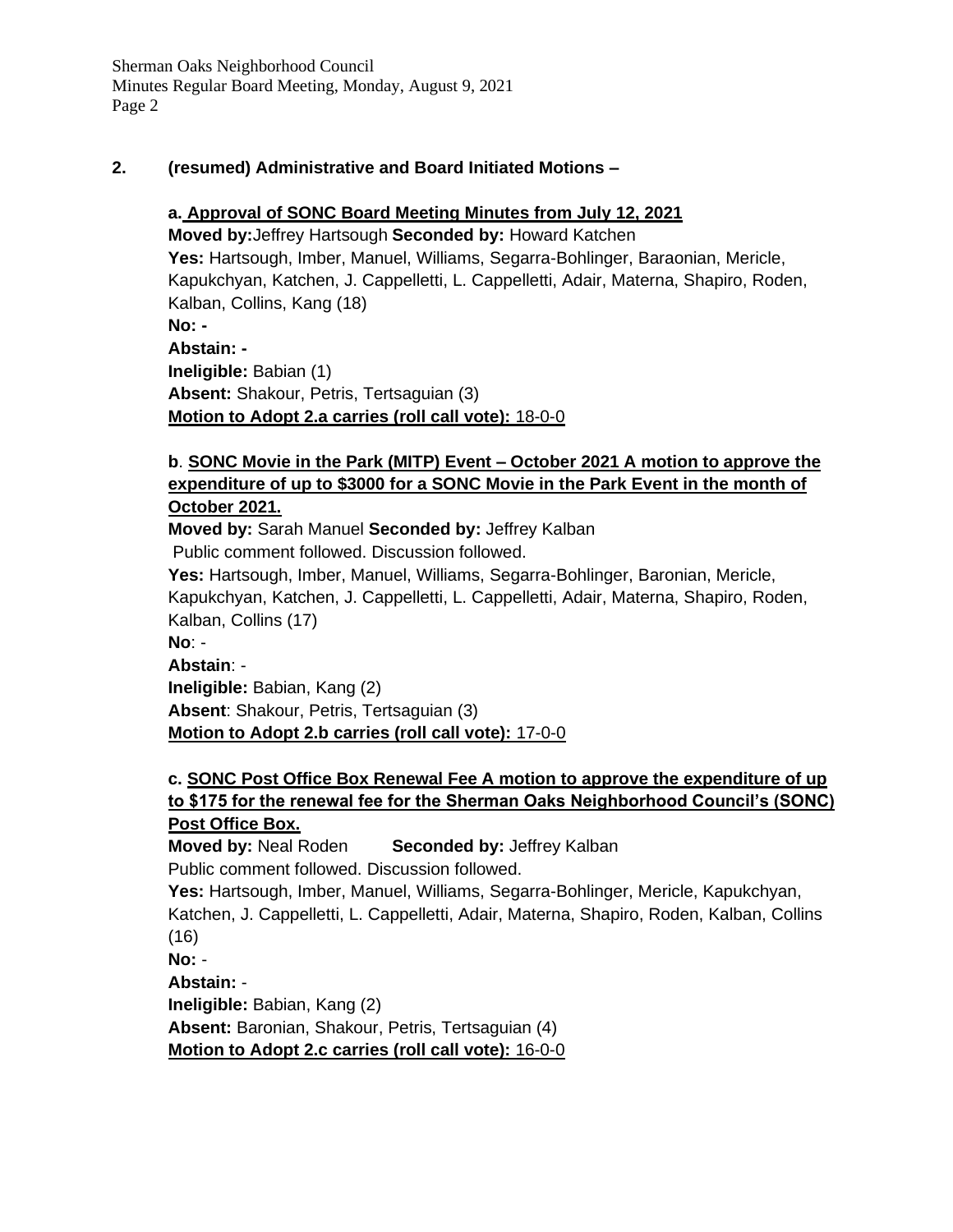## 2. (resumed) Administrative and Board Initiated Motions –

**a. Approval of SONC Board Meeting Minutes from July 12, 2021**

**Moved by:** Jeffrey Hartsough **Seconded by:** Howard Katchen
**Yes:** Hartsough, Imber, Manuel, Williams, Segarra-Bohlinger, Baraonian, Mericle, Kapukchyan, Katchen, J. Cappelletti, L. Cappelletti, Adair, Materna, Shapiro, Roden, Kalban, Collins, Kang (18)
**No: -**
**Abstain: -**
**Ineligible:** Babian (1)
**Absent:** Shakour, Petris, Tertsaguian (3)
**Motion to Adopt 2.a carries (roll call vote):** 18-0-0

**b**. **SONC Movie in the Park (MITP) Event – October 2021 A motion to approve the expenditure of up to $3000 for a SONC Movie in the Park Event in the month of October 2021.**

**Moved by:** Sarah Manuel **Seconded by:** Jeffrey Kalban
Public comment followed. Discussion followed.
**Yes:** Hartsough, Imber, Manuel, Williams, Segarra-Bohlinger, Baronian, Mericle, Kapukchyan, Katchen, J. Cappelletti, L. Cappelletti, Adair, Materna, Shapiro, Roden, Kalban, Collins (17)
**No**: -
**Abstain**: -
**Ineligible:** Babian, Kang (2)
**Absent**: Shakour, Petris, Tertsaguian (3)
**Motion to Adopt 2.b carries (roll call vote):** 17-0-0

**c. SONC Post Office Box Renewal Fee A motion to approve the expenditure of up to $175 for the renewal fee for the Sherman Oaks Neighborhood Council's (SONC) Post Office Box.**

**Moved by:** Neal Roden **Seconded by:** Jeffrey Kalban
Public comment followed. Discussion followed.
**Yes:** Hartsough, Imber, Manuel, Williams, Segarra-Bohlinger, Mericle, Kapukchyan, Katchen, J. Cappelletti, L. Cappelletti, Adair, Materna, Shapiro, Roden, Kalban, Collins (16)
**No:** -
**Abstain:** -
**Ineligible:** Babian, Kang (2)
**Absent:** Baronian, Shakour, Petris, Tertsaguian (4)
**Motion to Adopt 2.c carries (roll call vote):** 16-0-0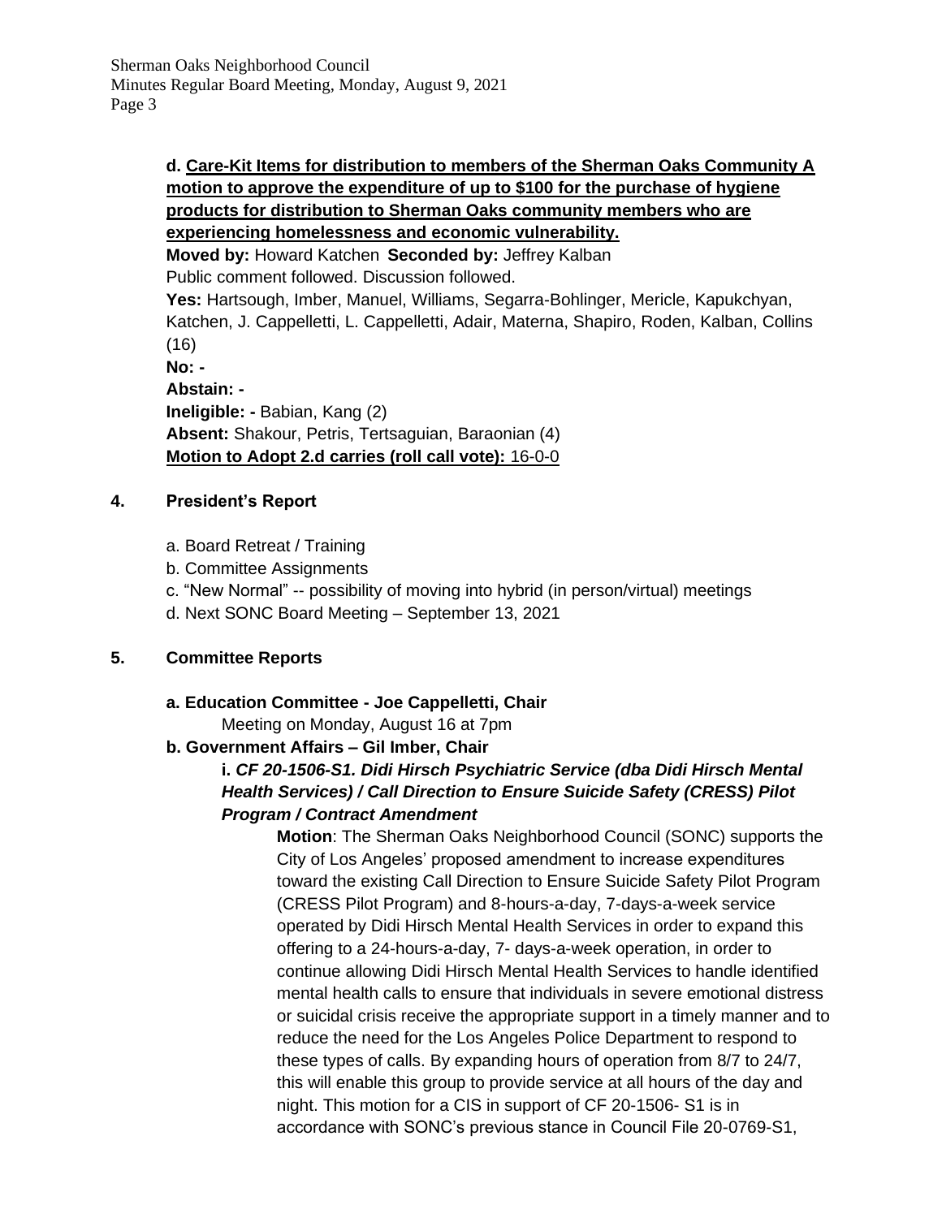**d. <u>Care-Kit Items for distribution to members of the Sherman Oaks Community A motion to approve the expenditure of up to $100 for the purchase of hygiene products for distribution to Sherman Oaks community members who are experiencing homelessness and economic vulnerability.</u>**

**Moved by:** Howard Katchen **Seconded by:** Jeffrey Kalban

Public comment followed. Discussion followed.

**Yes:** Hartsough, Imber, Manuel, Williams, Segarra-Bohlinger, Mericle, Kapukchyan, Katchen, J. Cappelletti, L. Cappelletti, Adair, Materna, Shapiro, Roden, Kalban, Collins (16)

**No: -**

**Abstain: -**

**Ineligible: -** Babian, Kang (2)

**Absent:** Shakour, Petris, Tertsaguian, Baraonian (4)

**<u>Motion to Adopt 2.d carries (roll call vote):</u>** <u>16-0-0</u>

## 4. President's Report

a. Board Retreat / Training

b. Committee Assignments

c. "New Normal" -- possibility of moving into hybrid (in person/virtual) meetings

d. Next SONC Board Meeting – September 13, 2021

## 5. Committee Reports

**a. Education Committee - Joe Cappelletti, Chair**

Meeting on Monday, August 16 at 7pm

**b. Government Affairs – Gil Imber, Chair**

***i. CF 20-1506-S1. Didi Hirsch Psychiatric Service (dba Didi Hirsch Mental Health Services) / Call Direction to Ensure Suicide Safety (CRESS) Pilot Program / Contract Amendment***

**Motion**: The Sherman Oaks Neighborhood Council (SONC) supports the City of Los Angeles' proposed amendment to increase expenditures toward the existing Call Direction to Ensure Suicide Safety Pilot Program (CRESS Pilot Program) and 8-hours-a-day, 7-days-a-week service operated by Didi Hirsch Mental Health Services in order to expand this offering to a 24-hours-a-day, 7- days-a-week operation, in order to continue allowing Didi Hirsch Mental Health Services to handle identified mental health calls to ensure that individuals in severe emotional distress or suicidal crisis receive the appropriate support in a timely manner and to reduce the need for the Los Angeles Police Department to respond to these types of calls. By expanding hours of operation from 8/7 to 24/7, this will enable this group to provide service at all hours of the day and night. This motion for a CIS in support of CF 20-1506- S1 is in accordance with SONC's previous stance in Council File 20-0769-S1,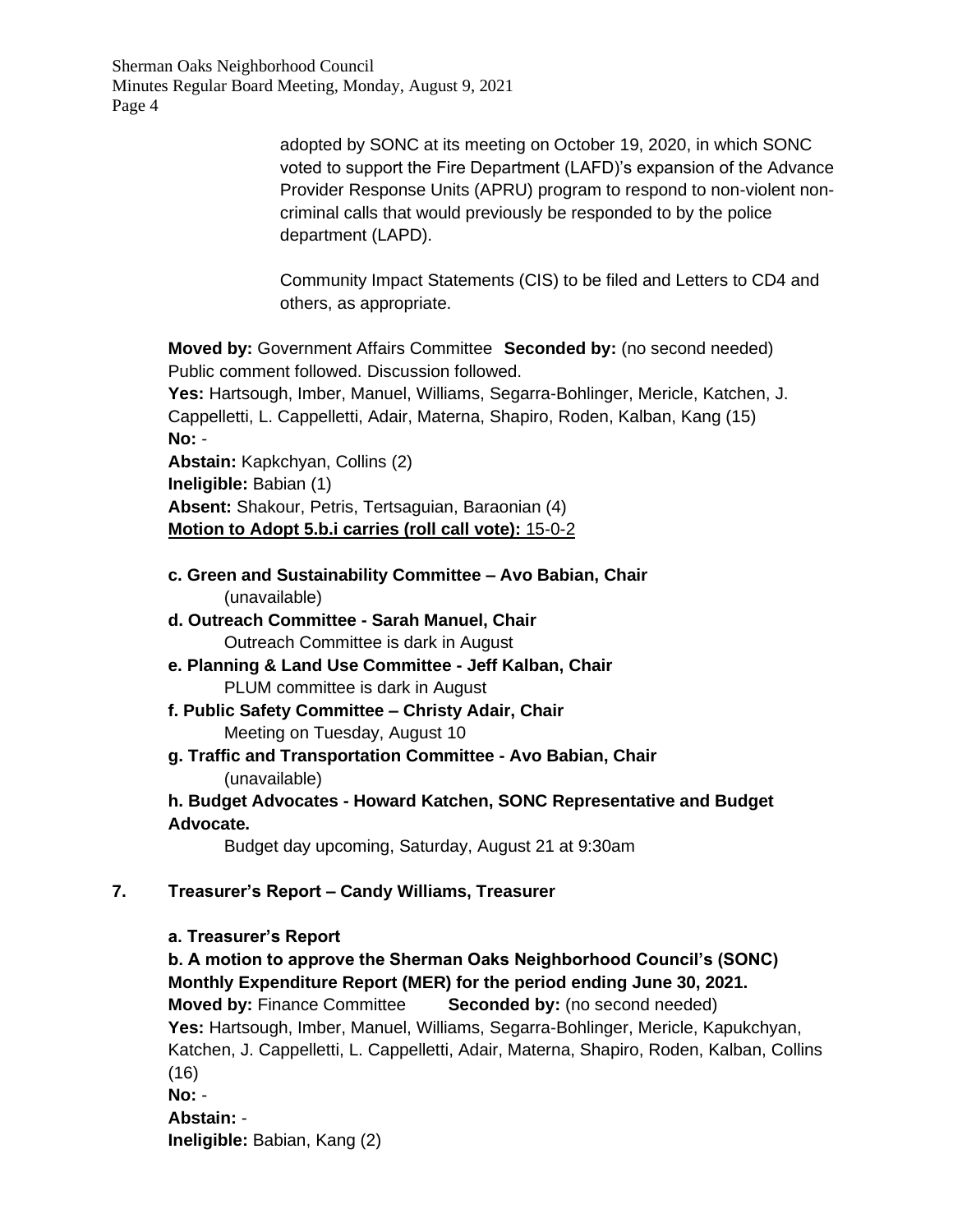adopted by SONC at its meeting on October 19, 2020, in which SONC voted to support the Fire Department (LAFD)'s expansion of the Advance Provider Response Units (APRU) program to respond to non-violent non-criminal calls that would previously be responded to by the police department (LAPD).

Community Impact Statements (CIS) to be filed and Letters to CD4 and others, as appropriate.

**Moved by:** Government Affairs Committee **Seconded by:** (no second needed)
Public comment followed. Discussion followed.
**Yes:** Hartsough, Imber, Manuel, Williams, Segarra-Bohlinger, Mericle, Katchen, J. Cappelletti, L. Cappelletti, Adair, Materna, Shapiro, Roden, Kalban, Kang (15)
**No:** -
**Abstain:** Kapkchyan, Collins (2)
**Ineligible:** Babian (1)
**Absent:** Shakour, Petris, Tertsaguian, Baraonian (4)
**Motion to Adopt 5.b.i carries (roll call vote):** 15-0-2

**c. Green and Sustainability Committee – Avo Babian, Chair**
(unavailable)

**d. Outreach Committee - Sarah Manuel, Chair**
Outreach Committee is dark in August

**e. Planning & Land Use Committee - Jeff Kalban, Chair**
PLUM committee is dark in August

**f. Public Safety Committee – Christy Adair, Chair**
Meeting on Tuesday, August 10

**g. Traffic and Transportation Committee - Avo Babian, Chair**
(unavailable)

**h. Budget Advocates - Howard Katchen, SONC Representative and Budget Advocate.**
Budget day upcoming, Saturday, August 21 at 9:30am

## 7. Treasurer's Report – Candy Williams, Treasurer

**a. Treasurer's Report**

**b. A motion to approve the Sherman Oaks Neighborhood Council's (SONC) Monthly Expenditure Report (MER) for the period ending June 30, 2021.**
**Moved by:** Finance Committee **Seconded by:** (no second needed)
**Yes:** Hartsough, Imber, Manuel, Williams, Segarra-Bohlinger, Mericle, Kapukchyan, Katchen, J. Cappelletti, L. Cappelletti, Adair, Materna, Shapiro, Roden, Kalban, Collins (16)
**No:** -
**Abstain:** -
**Ineligible:** Babian, Kang (2)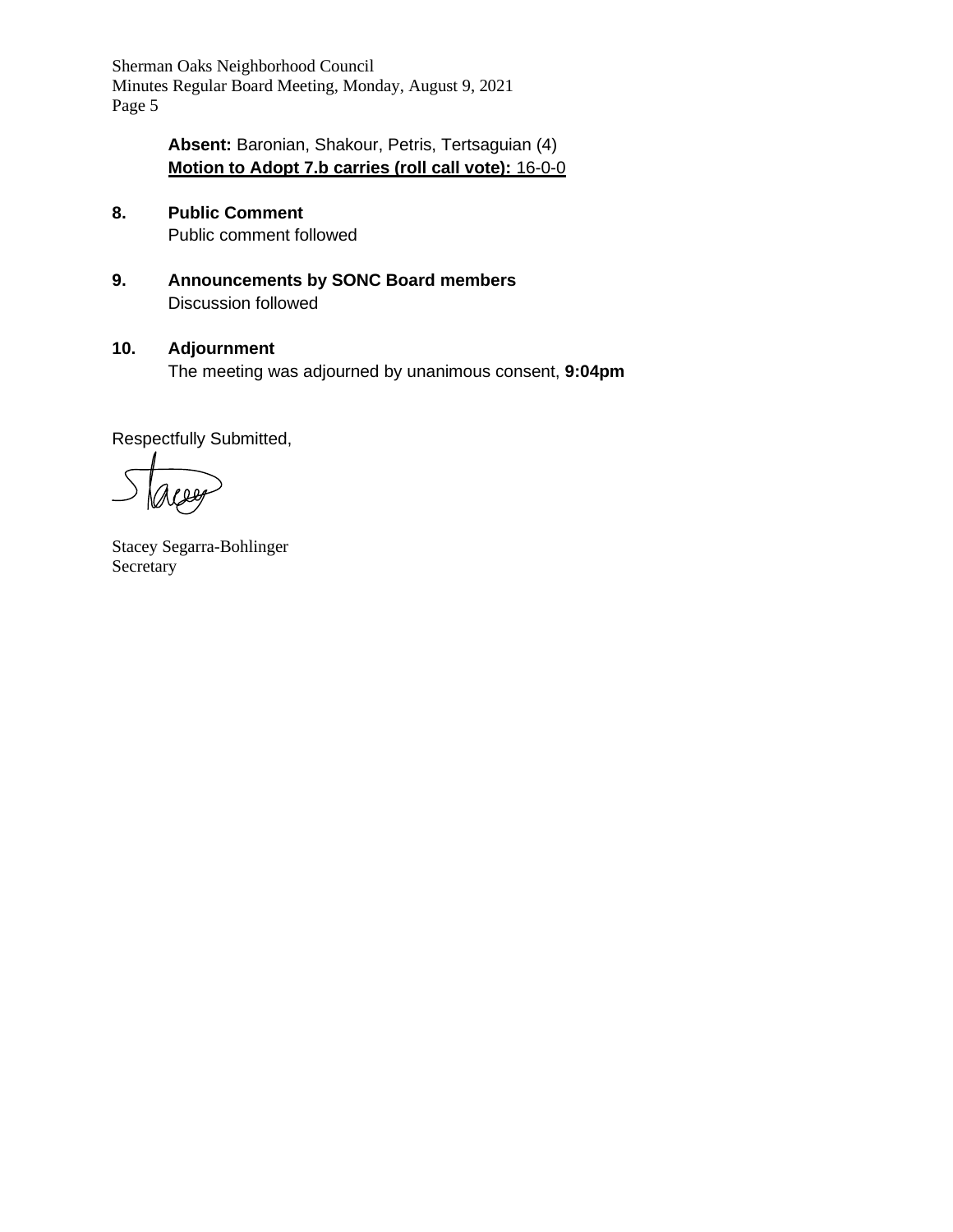**Absent:** Baronian, Shakour, Petris, Tertsaguian (4)
**Motion to Adopt 7.b carries (roll call vote):** 16-0-0

**8. Public Comment**

Public comment followed

**9. Announcements by SONC Board members**

Discussion followed

**10. Adjournment**

The meeting was adjourned by unanimous consent, **9:04pm**

Respectfully Submitted,

Stacey Segarra-Bohlinger
Secretary